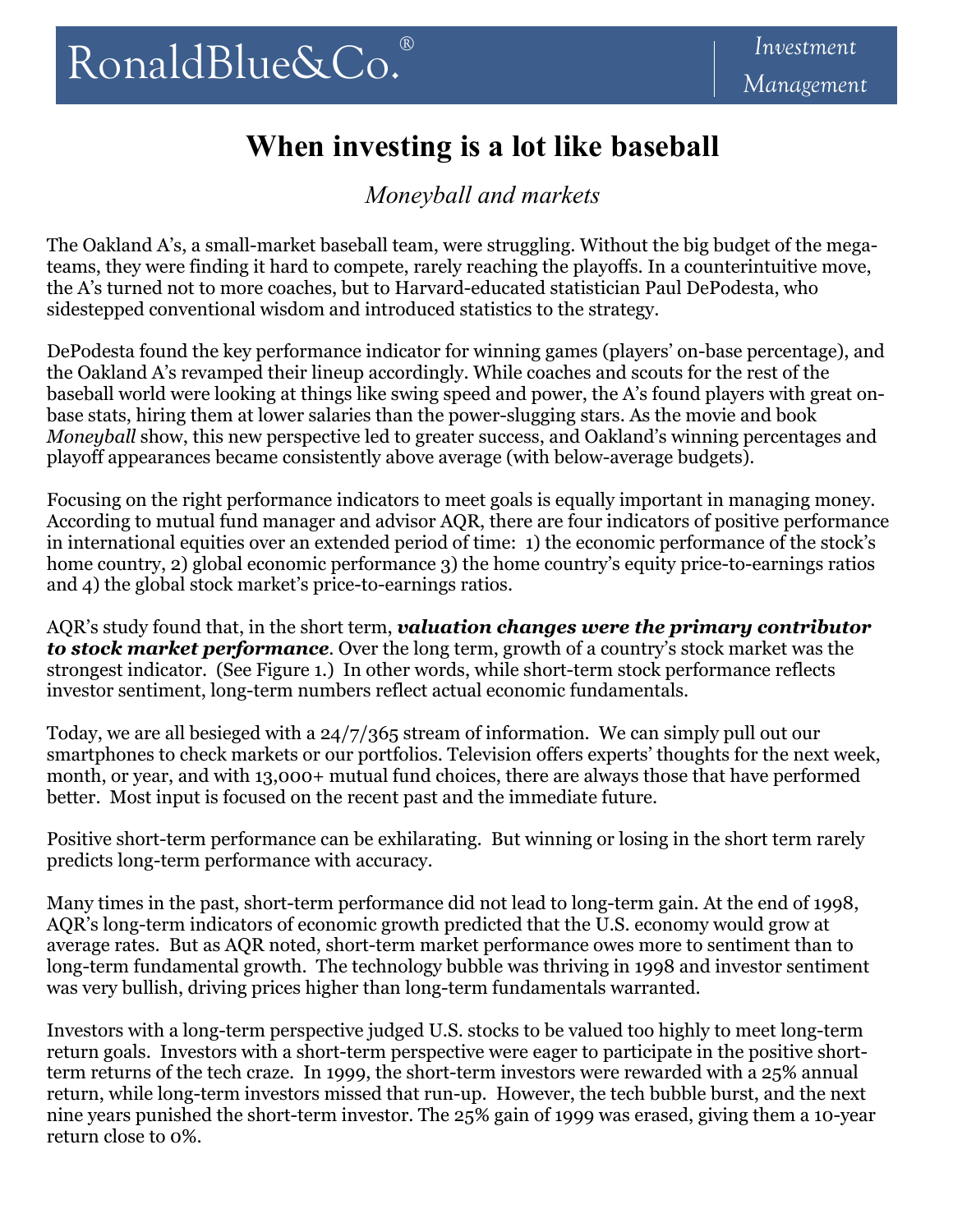RonaldBlue&Co.® *Investment Management*

# When investing is a lot like baseball

*Moneyball and markets*

The Oakland A's, a small-market baseball team, were struggling. Without the big budget of the mega-teams, they were finding it hard to compete, rarely reaching the playoffs. In a counterintuitive move, the A's turned not to more coaches, but to Harvard-educated statistician Paul DePodesta, who sidestepped conventional wisdom and introduced statistics to the strategy.

DePodesta found the key performance indicator for winning games (players' on-base percentage), and the Oakland A's revamped their lineup accordingly. While coaches and scouts for the rest of the baseball world were looking at things like swing speed and power, the A's found players with great on-base stats, hiring them at lower salaries than the power-slugging stars. As the movie and book *Moneyball* show, this new perspective led to greater success, and Oakland's winning percentages and playoff appearances became consistently above average (with below-average budgets).

Focusing on the right performance indicators to meet goals is equally important in managing money. According to mutual fund manager and advisor AQR, there are four indicators of positive performance in international equities over an extended period of time: 1) the economic performance of the stock's home country, 2) global economic performance 3) the home country's equity price-to-earnings ratios and 4) the global stock market's price-to-earnings ratios.

AQR's study found that, in the short term, ***valuation changes were the primary contributor to stock market performance***. Over the long term, growth of a country's stock market was the strongest indicator. (See Figure 1.) In other words, while short-term stock performance reflects investor sentiment, long-term numbers reflect actual economic fundamentals.

Today, we are all besieged with a 24/7/365 stream of information. We can simply pull out our smartphones to check markets or our portfolios. Television offers experts' thoughts for the next week, month, or year, and with 13,000+ mutual fund choices, there are always those that have performed better. Most input is focused on the recent past and the immediate future.

Positive short-term performance can be exhilarating. But winning or losing in the short term rarely predicts long-term performance with accuracy.

Many times in the past, short-term performance did not lead to long-term gain. At the end of 1998, AQR's long-term indicators of economic growth predicted that the U.S. economy would grow at average rates. But as AQR noted, short-term market performance owes more to sentiment than to long-term fundamental growth. The technology bubble was thriving in 1998 and investor sentiment was very bullish, driving prices higher than long-term fundamentals warranted.

Investors with a long-term perspective judged U.S. stocks to be valued too highly to meet long-term return goals. Investors with a short-term perspective were eager to participate in the positive short-term returns of the tech craze. In 1999, the short-term investors were rewarded with a 25% annual return, while long-term investors missed that run-up. However, the tech bubble burst, and the next nine years punished the short-term investor. The 25% gain of 1999 was erased, giving them a 10-year return close to 0%.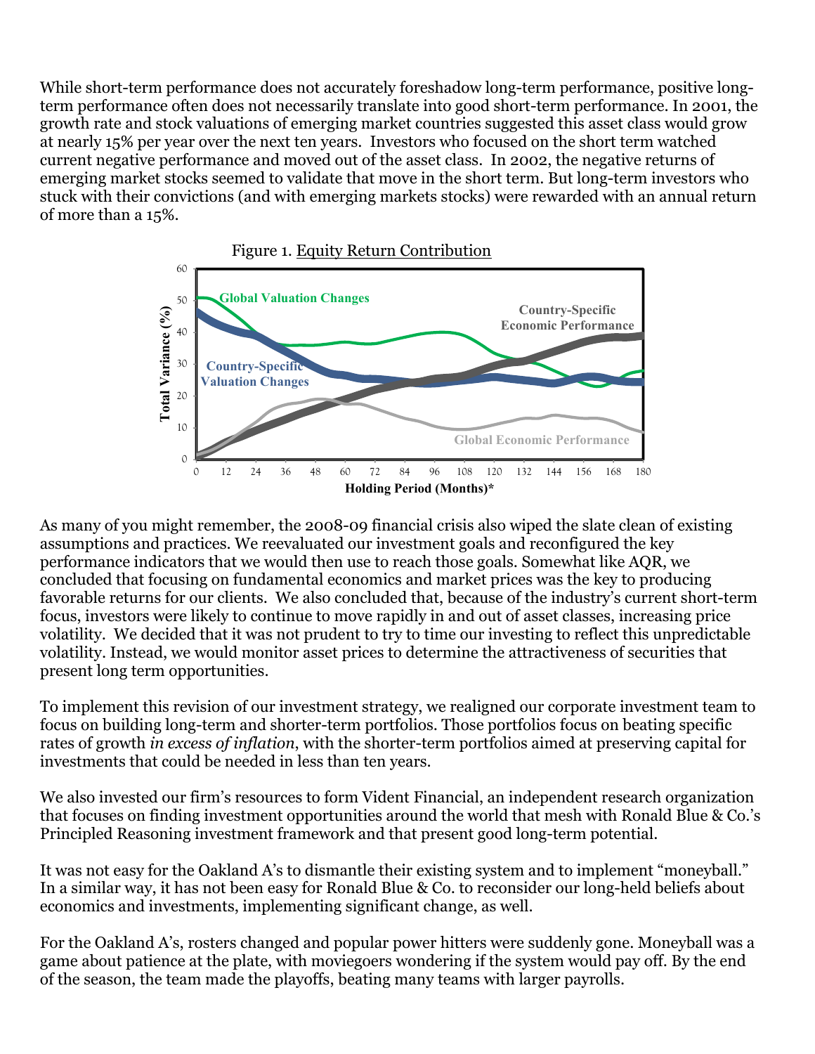While short-term performance does not accurately foreshadow long-term performance, positive long-term performance often does not necessarily translate into good short-term performance. In 2001, the growth rate and stock valuations of emerging market countries suggested this asset class would grow at nearly 15% per year over the next ten years. Investors who focused on the short term watched current negative performance and moved out of the asset class. In 2002, the negative returns of emerging market stocks seemed to validate that move in the short term. But long-term investors who stuck with their convictions (and with emerging markets stocks) were rewarded with an annual return of more than a 15%.

Figure 1. Equity Return Contribution

As many of you might remember, the 2008-09 financial crisis also wiped the slate clean of existing assumptions and practices. We reevaluated our investment goals and reconfigured the key performance indicators that we would then use to reach those goals. Somewhat like AQR, we concluded that focusing on fundamental economics and market prices was the key to producing favorable returns for our clients. We also concluded that, because of the industry's current short-term focus, investors were likely to continue to move rapidly in and out of asset classes, increasing price volatility. We decided that it was not prudent to try to time our investing to reflect this unpredictable volatility. Instead, we would monitor asset prices to determine the attractiveness of securities that present long term opportunities.

To implement this revision of our investment strategy, we realigned our corporate investment team to focus on building long-term and shorter-term portfolios. Those portfolios focus on beating specific rates of growth *in excess of inflation*, with the shorter-term portfolios aimed at preserving capital for investments that could be needed in less than ten years.

We also invested our firm's resources to form Vident Financial, an independent research organization that focuses on finding investment opportunities around the world that mesh with Ronald Blue & Co.'s Principled Reasoning investment framework and that present good long-term potential.

It was not easy for the Oakland A's to dismantle their existing system and to implement "moneyball." In a similar way, it has not been easy for Ronald Blue & Co. to reconsider our long-held beliefs about economics and investments, implementing significant change, as well.

For the Oakland A's, rosters changed and popular power hitters were suddenly gone. Moneyball was a game about patience at the plate, with moviegoers wondering if the system would pay off. By the end of the season, the team made the playoffs, beating many teams with larger payrolls.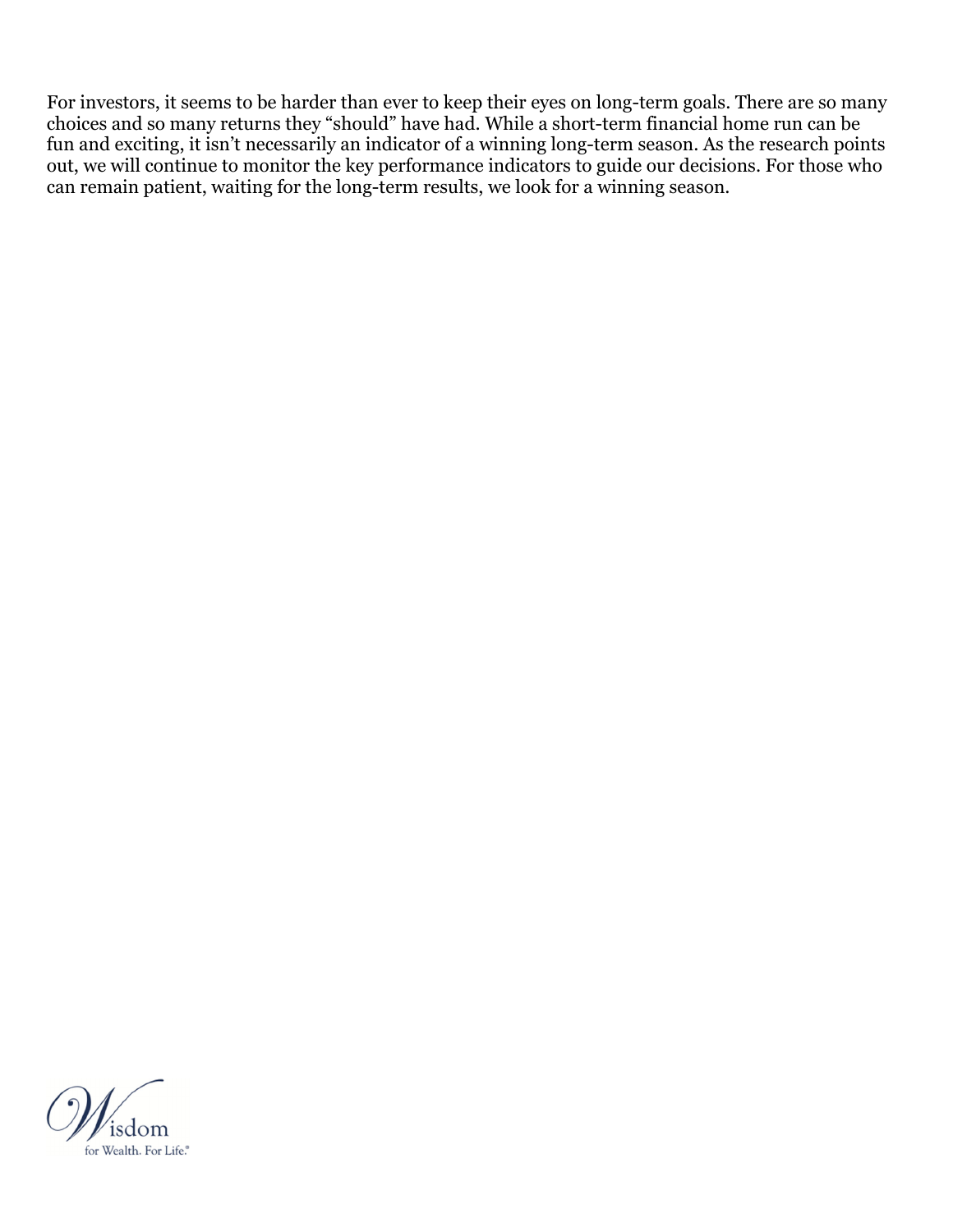For investors, it seems to be harder than ever to keep their eyes on long-term goals. There are so many choices and so many returns they "should" have had. While a short-term financial home run can be fun and exciting, it isn't necessarily an indicator of a winning long-term season. As the research points out, we will continue to monitor the key performance indicators to guide our decisions. For those who can remain patient, waiting for the long-term results, we look for a winning season.

Wisdom
for Wealth. For Life.®